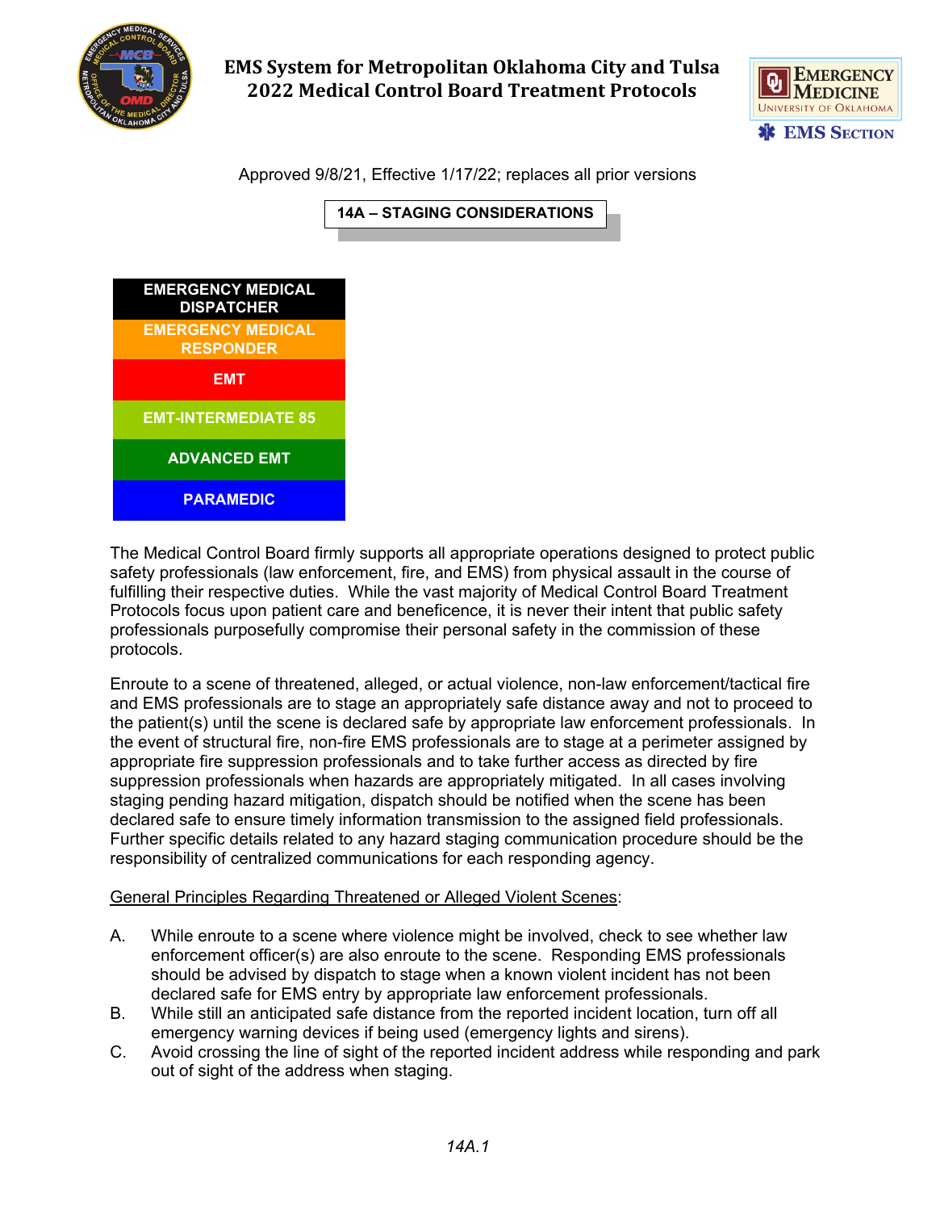# EMS System for Metropolitan Oklahoma City and Tulsa
# 2022 Medical Control Board Treatment Protocols

Approved 9/8/21, Effective 1/17/22; replaces all prior versions

## 14A – STAGING CONSIDERATIONS

| EMERGENCY MEDICAL DISPATCHER |
|---|
| EMERGENCY MEDICAL RESPONDER |
| EMT |
| EMT-INTERMEDIATE 85 |
| ADVANCED EMT |
| PARAMEDIC |

The Medical Control Board firmly supports all appropriate operations designed to protect public safety professionals (law enforcement, fire, and EMS) from physical assault in the course of fulfilling their respective duties. While the vast majority of Medical Control Board Treatment Protocols focus upon patient care and beneficence, it is never their intent that public safety professionals purposefully compromise their personal safety in the commission of these protocols.

Enroute to a scene of threatened, alleged, or actual violence, non-law enforcement/tactical fire and EMS professionals are to stage an appropriately safe distance away and not to proceed to the patient(s) until the scene is declared safe by appropriate law enforcement professionals. In the event of structural fire, non-fire EMS professionals are to stage at a perimeter assigned by appropriate fire suppression professionals and to take further access as directed by fire suppression professionals when hazards are appropriately mitigated. In all cases involving staging pending hazard mitigation, dispatch should be notified when the scene has been declared safe to ensure timely information transmission to the assigned field professionals. Further specific details related to any hazard staging communication procedure should be the responsibility of centralized communications for each responding agency.

General Principles Regarding Threatened or Alleged Violent Scenes:

A. While enroute to a scene where violence might be involved, check to see whether law enforcement officer(s) are also enroute to the scene. Responding EMS professionals should be advised by dispatch to stage when a known violent incident has not been declared safe for EMS entry by appropriate law enforcement professionals.
B. While still an anticipated safe distance from the reported incident location, turn off all emergency warning devices if being used (emergency lights and sirens).
C. Avoid crossing the line of sight of the reported incident address while responding and park out of sight of the address when staging.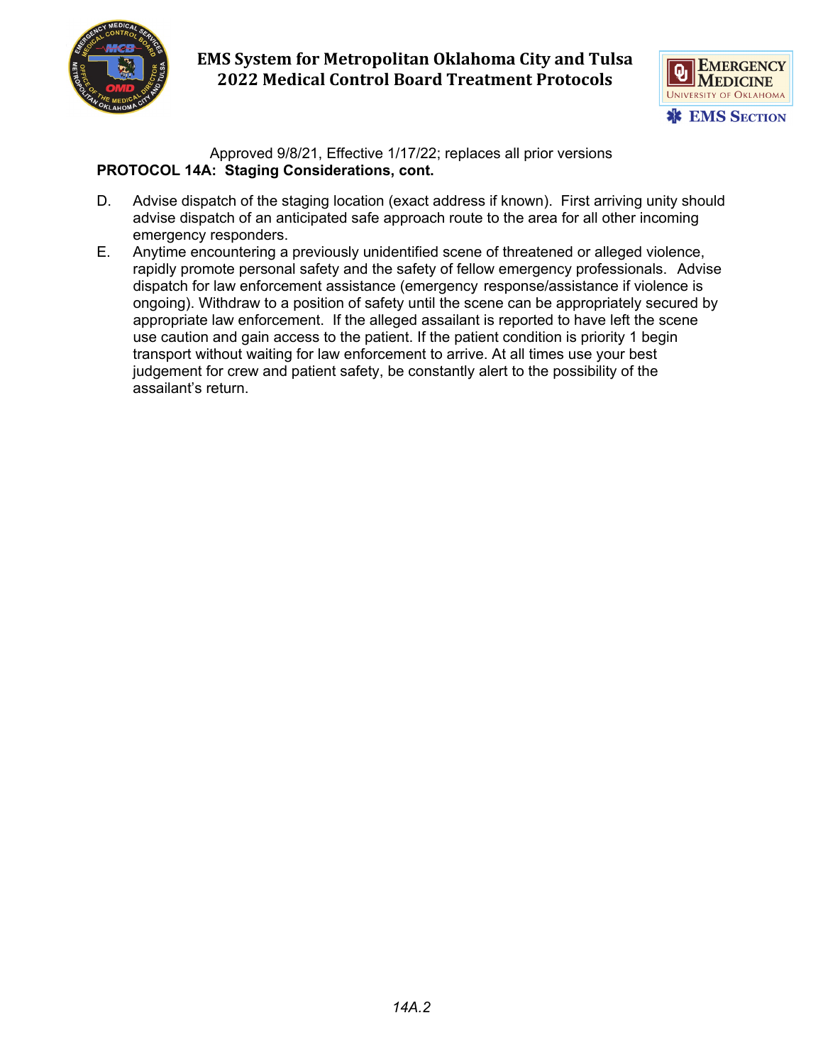Approved 9/8/21, Effective 1/17/22; replaces all prior versions

**PROTOCOL 14A: Staging Considerations, cont.**

D. Advise dispatch of the staging location (exact address if known). First arriving unity should advise dispatch of an anticipated safe approach route to the area for all other incoming emergency responders.

E. Anytime encountering a previously unidentified scene of threatened or alleged violence, rapidly promote personal safety and the safety of fellow emergency professionals. Advise dispatch for law enforcement assistance (emergency response/assistance if violence is ongoing). Withdraw to a position of safety until the scene can be appropriately secured by appropriate law enforcement. If the alleged assailant is reported to have left the scene use caution and gain access to the patient. If the patient condition is priority 1 begin transport without waiting for law enforcement to arrive. At all times use your best judgement for crew and patient safety, be constantly alert to the possibility of the assailant's return.